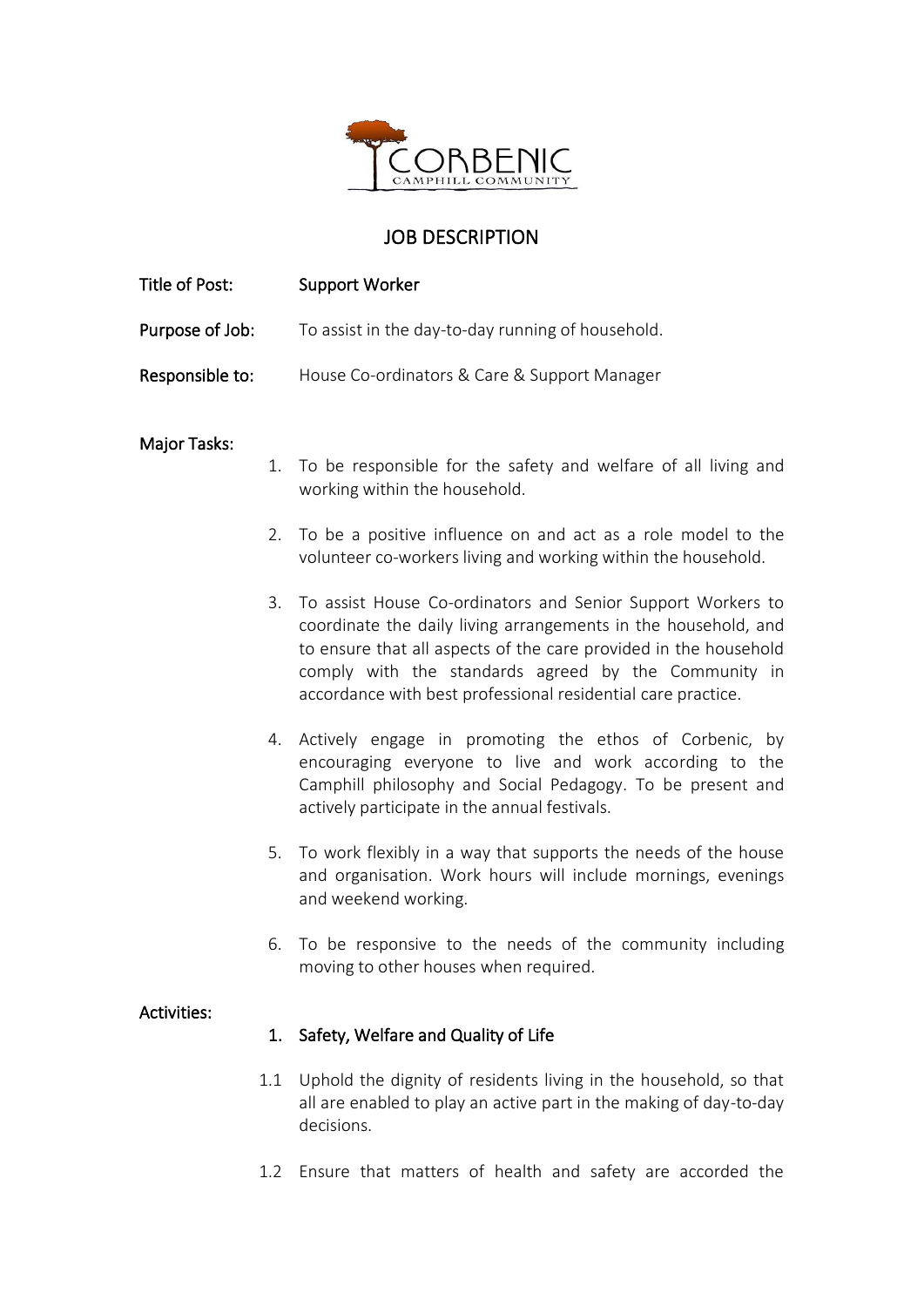CORBENIC
CAMPHILL COMMUNITY

# JOB DESCRIPTION

**Title of Post:** **Support Worker**

**Purpose of Job:** To assist in the day-to-day running of household.

**Responsible to:** House Co-ordinators & Care & Support Manager

## Major Tasks:

1. To be responsible for the safety and welfare of all living and working within the household.

2. To be a positive influence on and act as a role model to the volunteer co-workers living and working within the household.

3. To assist House Co-ordinators and Senior Support Workers to coordinate the daily living arrangements in the household, and to ensure that all aspects of the care provided in the household comply with the standards agreed by the Community in accordance with best professional residential care practice.

4. Actively engage in promoting the ethos of Corbenic, by encouraging everyone to live and work according to the Camphill philosophy and Social Pedagogy. To be present and actively participate in the annual festivals.

5. To work flexibly in a way that supports the needs of the house and organisation. Work hours will include mornings, evenings and weekend working.

6. To be responsive to the needs of the community including moving to other houses when required.

## Activities:

### 1. Safety, Welfare and Quality of Life

1.1 Uphold the dignity of residents living in the household, so that all are enabled to play an active part in the making of day-to-day decisions.

1.2 Ensure that matters of health and safety are accorded the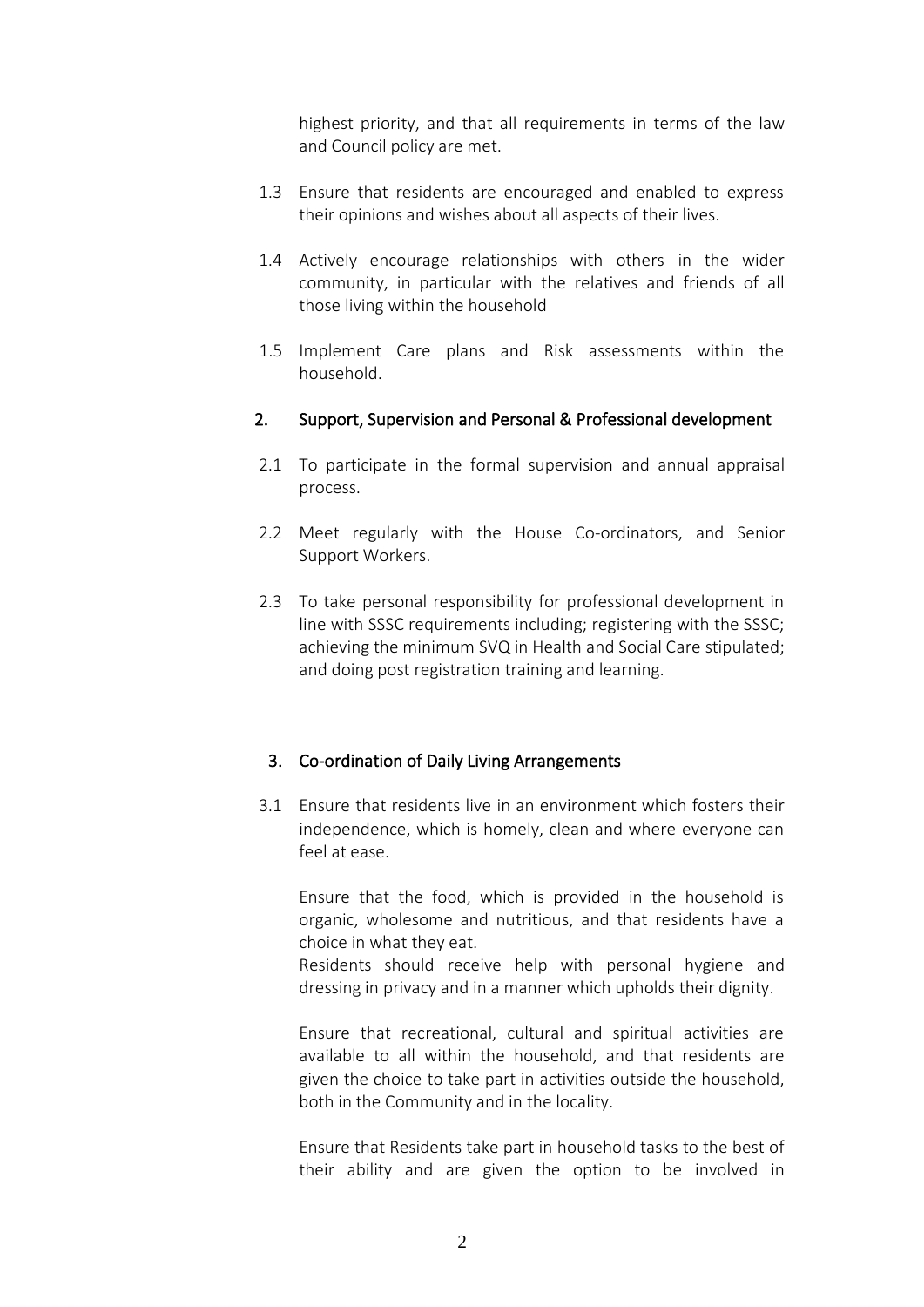highest priority, and that all requirements in terms of the law and Council policy are met.

1.3 Ensure that residents are encouraged and enabled to express their opinions and wishes about all aspects of their lives.

1.4 Actively encourage relationships with others in the wider community, in particular with the relatives and friends of all those living within the household

1.5 Implement Care plans and Risk assessments within the household.

## 2. Support, Supervision and Personal & Professional development

2.1 To participate in the formal supervision and annual appraisal process.

2.2 Meet regularly with the House Co-ordinators, and Senior Support Workers.

2.3 To take personal responsibility for professional development in line with SSSC requirements including; registering with the SSSC; achieving the minimum SVQ in Health and Social Care stipulated; and doing post registration training and learning.

## 3. Co-ordination of Daily Living Arrangements

3.1 Ensure that residents live in an environment which fosters their independence, which is homely, clean and where everyone can feel at ease.

Ensure that the food, which is provided in the household is organic, wholesome and nutritious, and that residents have a choice in what they eat.
Residents should receive help with personal hygiene and dressing in privacy and in a manner which upholds their dignity.

Ensure that recreational, cultural and spiritual activities are available to all within the household, and that residents are given the choice to take part in activities outside the household, both in the Community and in the locality.

Ensure that Residents take part in household tasks to the best of their ability and are given the option to be involved in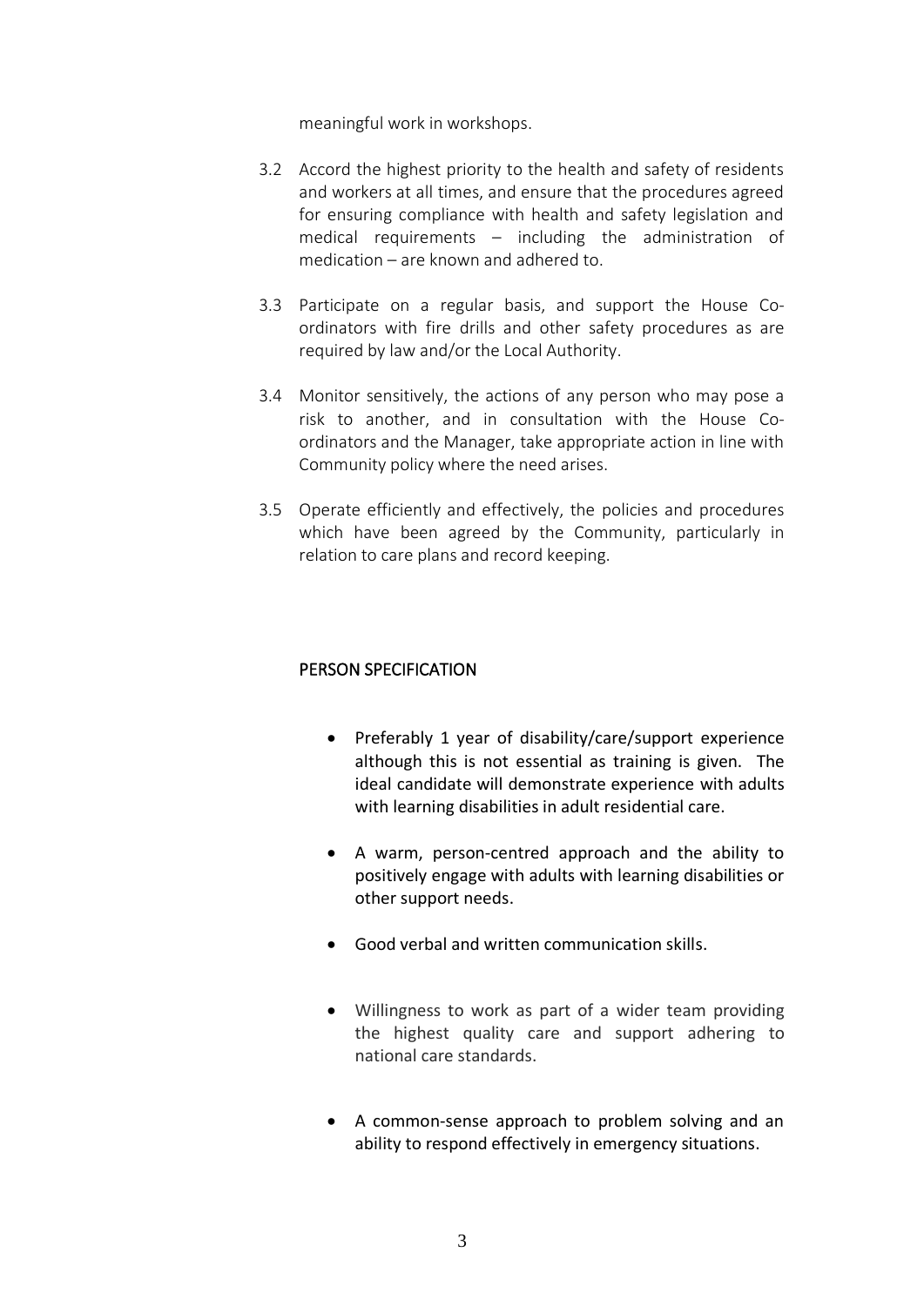meaningful work in workshops.

3.2 Accord the highest priority to the health and safety of residents and workers at all times, and ensure that the procedures agreed for ensuring compliance with health and safety legislation and medical requirements – including the administration of medication – are known and adhered to.

3.3 Participate on a regular basis, and support the House Co-ordinators with fire drills and other safety procedures as are required by law and/or the Local Authority.

3.4 Monitor sensitively, the actions of any person who may pose a risk to another, and in consultation with the House Co-ordinators and the Manager, take appropriate action in line with Community policy where the need arises.

3.5 Operate efficiently and effectively, the policies and procedures which have been agreed by the Community, particularly in relation to care plans and record keeping.

## PERSON SPECIFICATION

- Preferably 1 year of disability/care/support experience although this is not essential as training is given. The ideal candidate will demonstrate experience with adults with learning disabilities in adult residential care.

- A warm, person-centred approach and the ability to positively engage with adults with learning disabilities or other support needs.

- Good verbal and written communication skills.

- Willingness to work as part of a wider team providing the highest quality care and support adhering to national care standards.

- A common-sense approach to problem solving and an ability to respond effectively in emergency situations.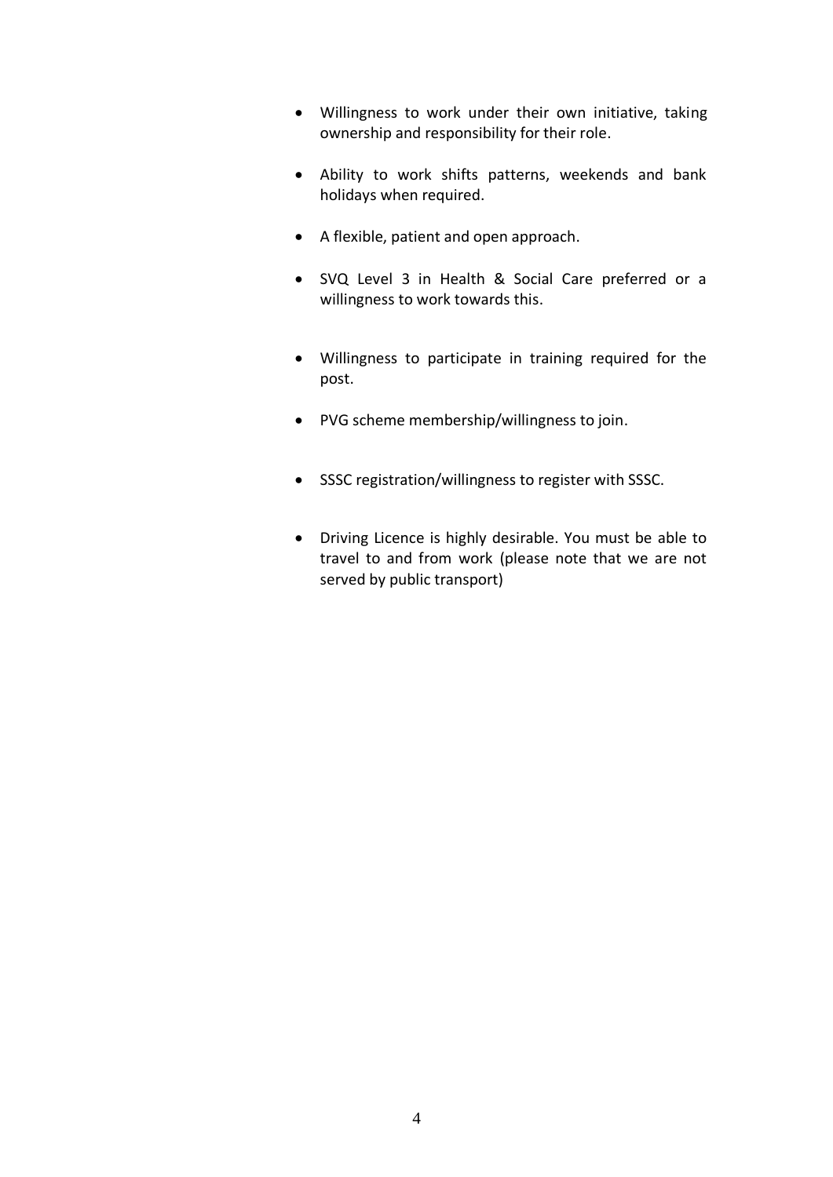- Willingness to work under their own initiative, taking ownership and responsibility for their role.
- Ability to work shifts patterns, weekends and bank holidays when required.
- A flexible, patient and open approach.
- SVQ Level 3 in Health & Social Care preferred or a willingness to work towards this.
- Willingness to participate in training required for the post.
- PVG scheme membership/willingness to join.
- SSSC registration/willingness to register with SSSC.
- Driving Licence is highly desirable. You must be able to travel to and from work (please note that we are not served by public transport)